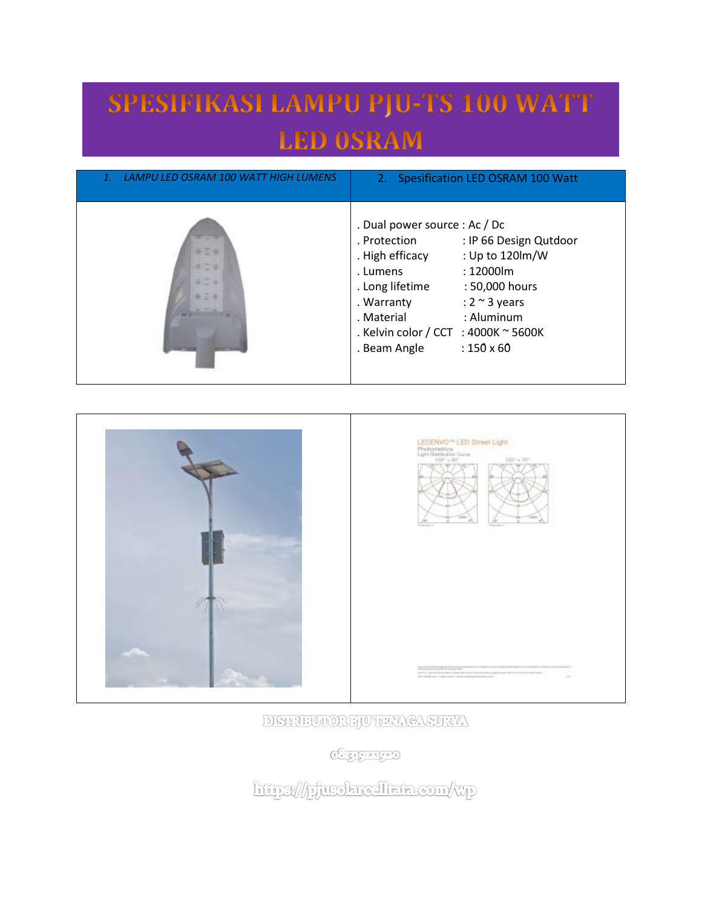# SPESIFIKASI LAMPU PJU-TS 100 WATT LED OSRAM

| 1. *LAMPU LED OSRAM 100 WATT HIGH LUMENS* | 2. Spesification LED OSRAM 100 Watt |
| --- | --- |
| | . Dual power source : Ac / Dc<br>. Protection : IP 66 Design Qutdoor<br>. High efficacy : Up to 120lm/W<br>. Lumens : 12000lm<br>. Long lifetime : 50,000 hours<br>. Warranty : 2 ~ 3 years<br>. Material : Aluminum<br>. Kelvin color / CCT : 4000K ~ 5600K<br>. Beam Angle : 150̊ x 60̊ |

LEDENVO™ LED Street Light

Photometrics

Light Distribution Curve

150° × 65° 150° × 70°

DISTRIBUTOR PJU TENAGA SURYA

083192120920

https://pjusolarcelltata.com/wp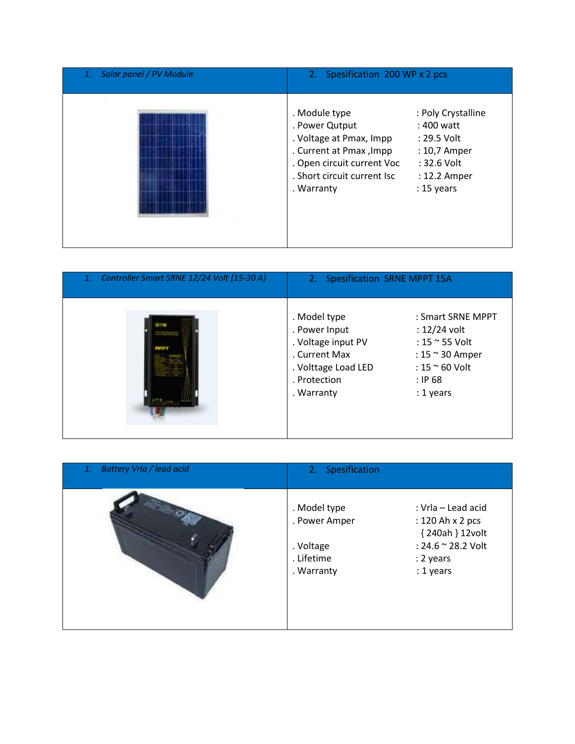| 1. *Solar panel / PV Module* | 2. Spesification 200 WP x 2 pcs |
|---|---|
| | . Module type : Poly Crystalline<br>. Power Qutput : 400 watt<br>. Voltage at Pmax, Impp : 29.5 Volt<br>. Current at Pmax ,Impp : 10,7 Amper<br>. Open circuit current Voc : 32.6 Volt<br>. Short circuit current Isc : 12.2 Amper<br>. Warranty : 15 years |

| 1. *Controller Smart SRNE 12/24 Volt {15-30 A}* | 2. Spesification SRNE MPPT 15A |
|---|---|
| | . Model type : Smart SRNE MPPT<br>. Power Input : 12/24 volt<br>. Voltage input PV : 15 ~ 55 Volt<br>. Current Max : 15 ~ 30 Amper<br>. Volttage Load LED : 15 ~ 60 Volt<br>. Protection : IP 68<br>. Warranty : 1 years |

| 1. *Battery Vrla / lead acid* | 2. Spesification |
|---|---|
| | . Model type : Vrla – Lead acid<br>. Power Amper : 120 Ah x 2 pcs { 240ah } 12volt<br>. Voltage : 24.6 ~ 28.2 Volt<br>. Lifetime : 2 years<br>. Warranty : 1 years |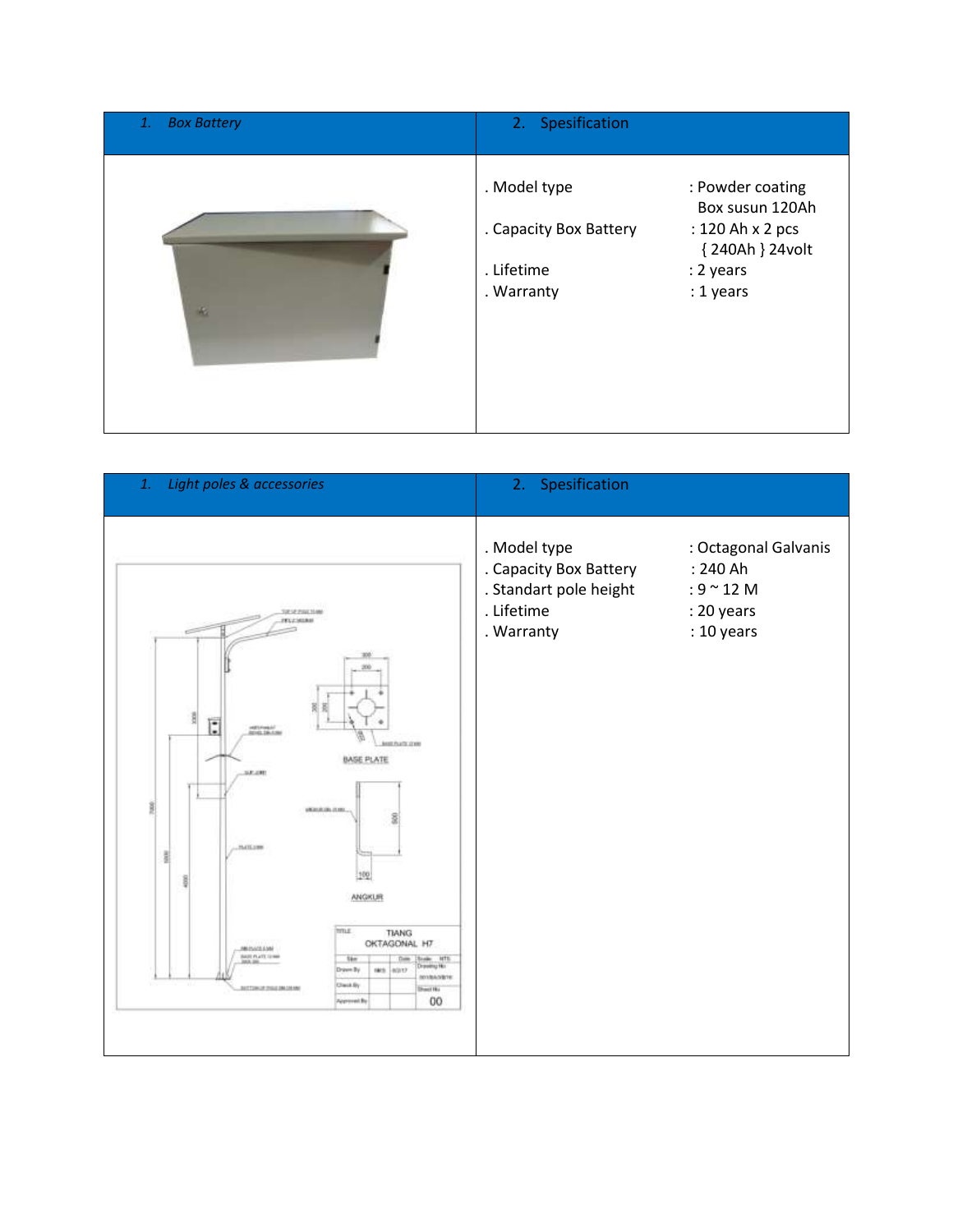| *1. Box Battery* | 2. Spesification | |
|---|---|---|
| | . Model type | : Powder coating Box susun 120Ah |
| | . Capacity Box Battery | : 120 Ah x 2 pcs { 240Ah } 24volt |
| | . Lifetime | : 2 years |
| | . Warranty | : 1 years |

| *1. Light poles & accessories* | 2. Spesification | |
|---|---|---|
| | . Model type | : Octagonal Galvanis |
| | . Capacity Box Battery | : 240 Ah |
| | . Standart pole height | : 9 ~ 12 M |
| | . Lifetime | : 20 years |
| | . Warranty | : 10 years |